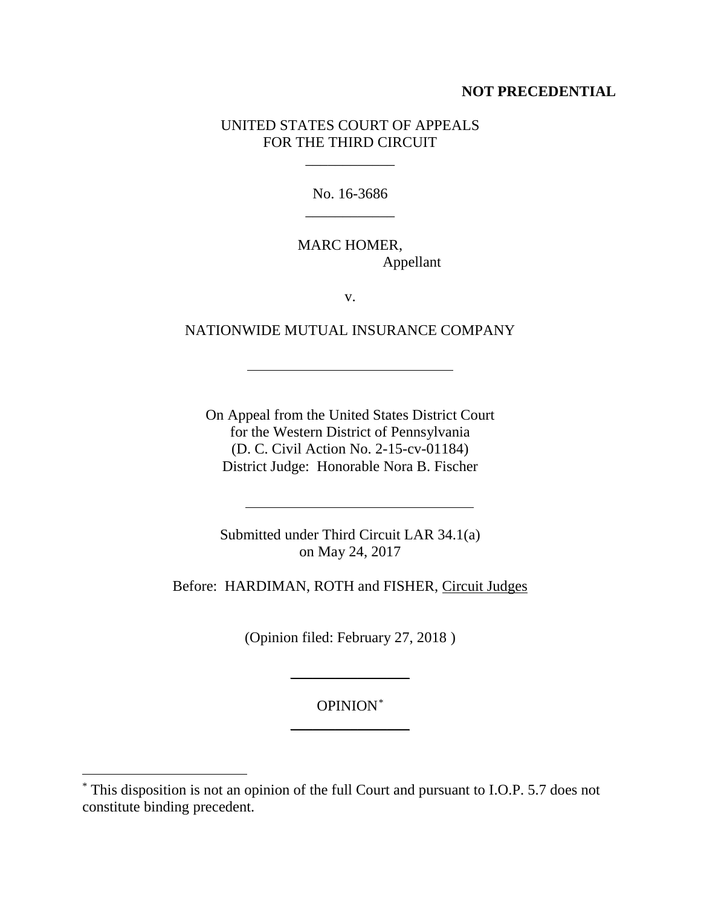**NOT PRECEDENTIAL**

UNITED STATES COURT OF APPEALS
FOR THE THIRD CIRCUIT

---

No. 16-3686

---

MARC HOMER,
Appellant

v.

NATIONWIDE MUTUAL INSURANCE COMPANY

---

On Appeal from the United States District Court
for the Western District of Pennsylvania
(D. C. Civil Action No. 2-15-cv-01184)
District Judge: Honorable Nora B. Fischer

---

Submitted under Third Circuit LAR 34.1(a)
on May 24, 2017

Before: HARDIMAN, ROTH and FISHER, Circuit Judges

(Opinion filed: February 27, 2018 )

---

OPINION[*]

---

[*] This disposition is not an opinion of the full Court and pursuant to I.O.P. 5.7 does not constitute binding precedent.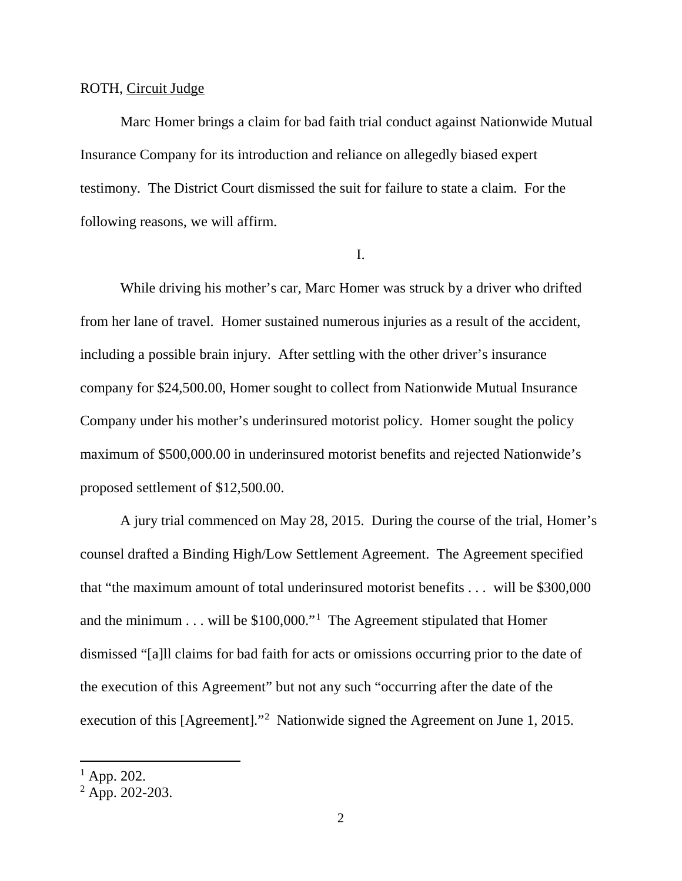ROTH, Circuit Judge

Marc Homer brings a claim for bad faith trial conduct against Nationwide Mutual Insurance Company for its introduction and reliance on allegedly biased expert testimony. The District Court dismissed the suit for failure to state a claim. For the following reasons, we will affirm.

I.

While driving his mother's car, Marc Homer was struck by a driver who drifted from her lane of travel. Homer sustained numerous injuries as a result of the accident, including a possible brain injury. After settling with the other driver's insurance company for $24,500.00, Homer sought to collect from Nationwide Mutual Insurance Company under his mother's underinsured motorist policy. Homer sought the policy maximum of $500,000.00 in underinsured motorist benefits and rejected Nationwide's proposed settlement of $12,500.00.

A jury trial commenced on May 28, 2015. During the course of the trial, Homer's counsel drafted a Binding High/Low Settlement Agreement. The Agreement specified that "the maximum amount of total underinsured motorist benefits . . . will be $300,000 and the minimum . . . will be $100,000."[1] The Agreement stipulated that Homer dismissed "[a]ll claims for bad faith for acts or omissions occurring prior to the date of the execution of this Agreement" but not any such "occurring after the date of the execution of this [Agreement]."[2] Nationwide signed the Agreement on June 1, 2015.

---

[1] App. 202.

[2] App. 202-203.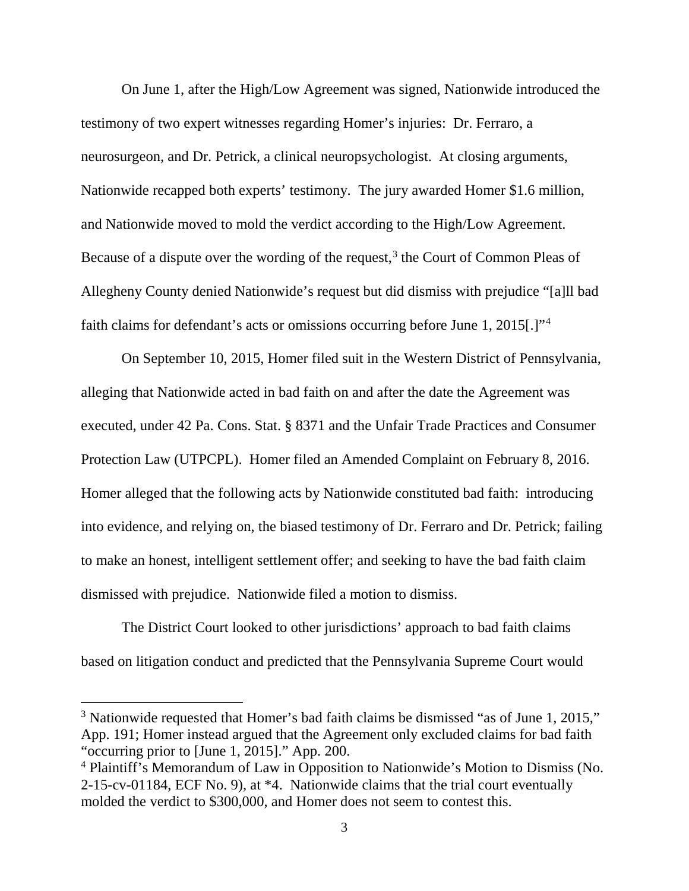On June 1, after the High/Low Agreement was signed, Nationwide introduced the testimony of two expert witnesses regarding Homer's injuries: Dr. Ferraro, a neurosurgeon, and Dr. Petrick, a clinical neuropsychologist. At closing arguments, Nationwide recapped both experts' testimony. The jury awarded Homer $1.6 million, and Nationwide moved to mold the verdict according to the High/Low Agreement. Because of a dispute over the wording of the request,[3] the Court of Common Pleas of Allegheny County denied Nationwide's request but did dismiss with prejudice "[a]ll bad faith claims for defendant's acts or omissions occurring before June 1, 2015[.]"[4]

On September 10, 2015, Homer filed suit in the Western District of Pennsylvania, alleging that Nationwide acted in bad faith on and after the date the Agreement was executed, under 42 Pa. Cons. Stat. § 8371 and the Unfair Trade Practices and Consumer Protection Law (UTPCPL). Homer filed an Amended Complaint on February 8, 2016. Homer alleged that the following acts by Nationwide constituted bad faith: introducing into evidence, and relying on, the biased testimony of Dr. Ferraro and Dr. Petrick; failing to make an honest, intelligent settlement offer; and seeking to have the bad faith claim dismissed with prejudice. Nationwide filed a motion to dismiss.

The District Court looked to other jurisdictions' approach to bad faith claims based on litigation conduct and predicted that the Pennsylvania Supreme Court would

---

[3] Nationwide requested that Homer's bad faith claims be dismissed "as of June 1, 2015," App. 191; Homer instead argued that the Agreement only excluded claims for bad faith "occurring prior to [June 1, 2015]." App. 200.

[4] Plaintiff's Memorandum of Law in Opposition to Nationwide's Motion to Dismiss (No. 2-15-cv-01184, ECF No. 9), at *4. Nationwide claims that the trial court eventually molded the verdict to $300,000, and Homer does not seem to contest this.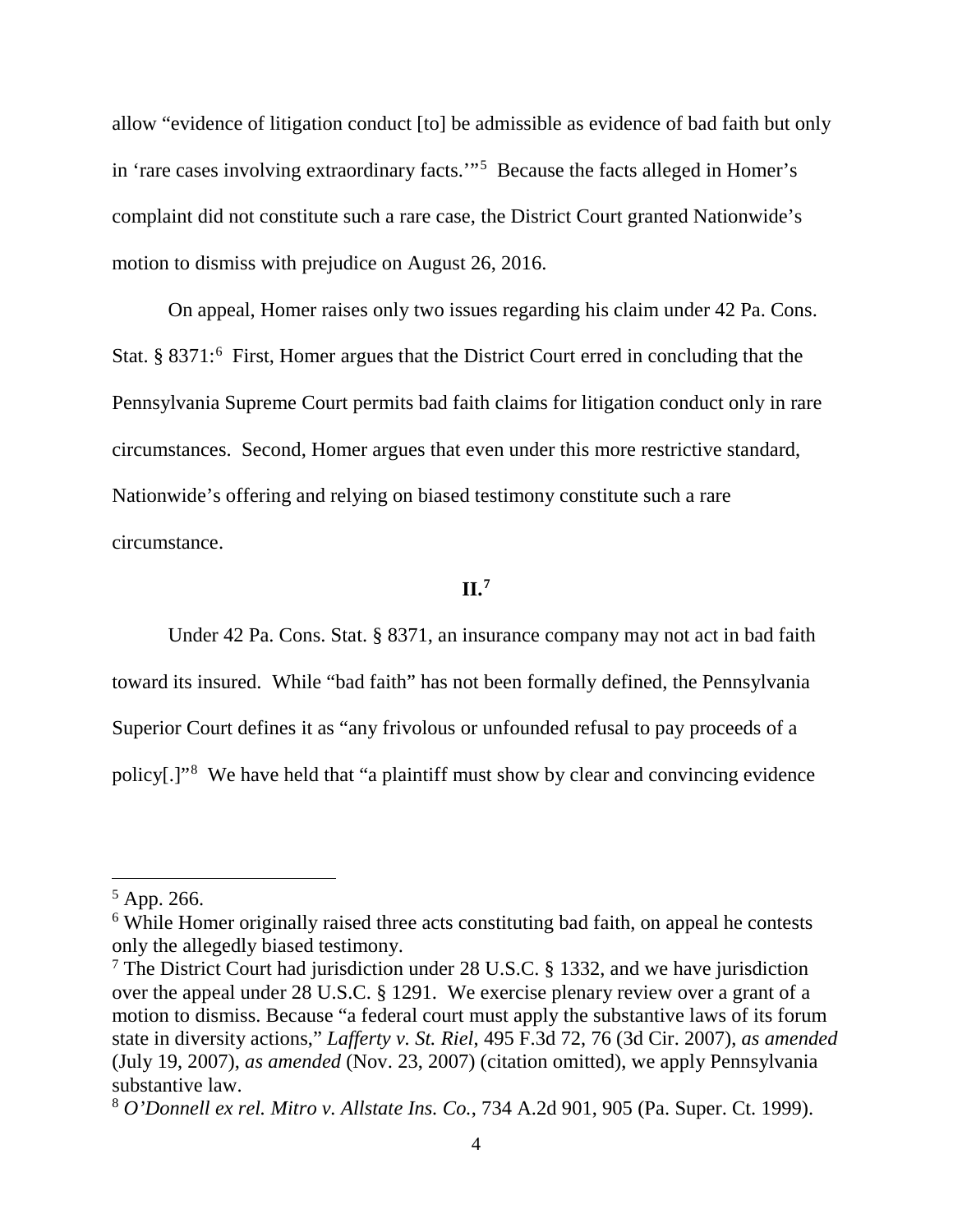allow "evidence of litigation conduct [to] be admissible as evidence of bad faith but only in 'rare cases involving extraordinary facts.'"[5] Because the facts alleged in Homer's complaint did not constitute such a rare case, the District Court granted Nationwide's motion to dismiss with prejudice on August 26, 2016.

On appeal, Homer raises only two issues regarding his claim under 42 Pa. Cons. Stat. § 8371:[6] First, Homer argues that the District Court erred in concluding that the Pennsylvania Supreme Court permits bad faith claims for litigation conduct only in rare circumstances. Second, Homer argues that even under this more restrictive standard, Nationwide's offering and relying on biased testimony constitute such a rare circumstance.

## II.[7]

Under 42 Pa. Cons. Stat. § 8371, an insurance company may not act in bad faith toward its insured. While "bad faith" has not been formally defined, the Pennsylvania Superior Court defines it as "any frivolous or unfounded refusal to pay proceeds of a policy[.]"[8] We have held that "a plaintiff must show by clear and convincing evidence

---

[5] App. 266.

[6] While Homer originally raised three acts constituting bad faith, on appeal he contests only the allegedly biased testimony.

[7] The District Court had jurisdiction under 28 U.S.C. § 1332, and we have jurisdiction over the appeal under 28 U.S.C. § 1291. We exercise plenary review over a grant of a motion to dismiss. Because "a federal court must apply the substantive laws of its forum state in diversity actions," *Lafferty v. St. Riel*, 495 F.3d 72, 76 (3d Cir. 2007), *as amended* (July 19, 2007), *as amended* (Nov. 23, 2007) (citation omitted), we apply Pennsylvania substantive law.

[8] *O'Donnell ex rel. Mitro v. Allstate Ins. Co.*, 734 A.2d 901, 905 (Pa. Super. Ct. 1999).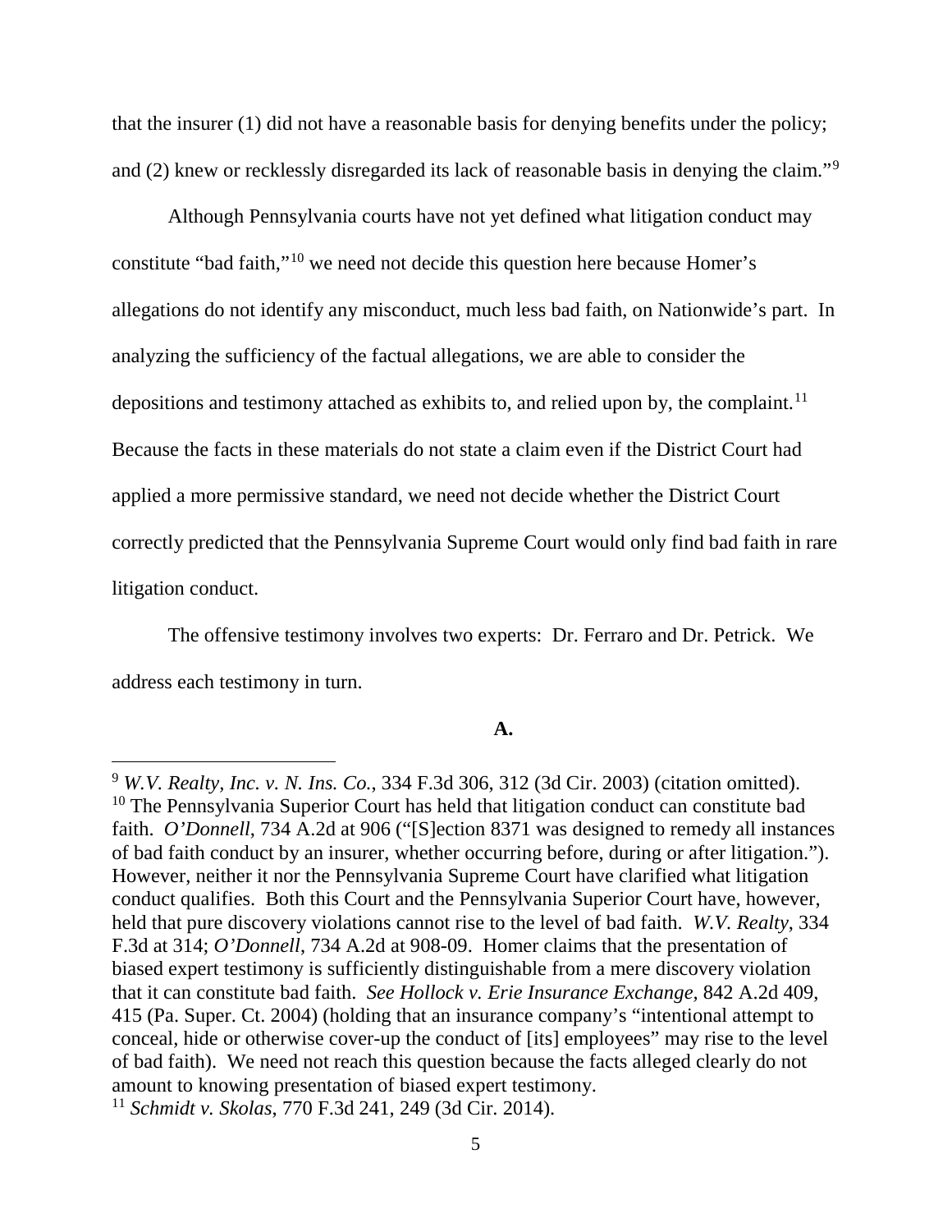that the insurer (1) did not have a reasonable basis for denying benefits under the policy; and (2) knew or recklessly disregarded its lack of reasonable basis in denying the claim."[9]

Although Pennsylvania courts have not yet defined what litigation conduct may constitute "bad faith,"[10] we need not decide this question here because Homer's allegations do not identify any misconduct, much less bad faith, on Nationwide's part. In analyzing the sufficiency of the factual allegations, we are able to consider the depositions and testimony attached as exhibits to, and relied upon by, the complaint.[11] Because the facts in these materials do not state a claim even if the District Court had applied a more permissive standard, we need not decide whether the District Court correctly predicted that the Pennsylvania Supreme Court would only find bad faith in rare litigation conduct.

The offensive testimony involves two experts: Dr. Ferraro and Dr. Petrick. We address each testimony in turn.

**A.**

---

[9] *W.V. Realty, Inc. v. N. Ins. Co.*, 334 F.3d 306, 312 (3d Cir. 2003) (citation omitted).

[10] The Pennsylvania Superior Court has held that litigation conduct can constitute bad faith. *O'Donnell*, 734 A.2d at 906 ("[S]ection 8371 was designed to remedy all instances of bad faith conduct by an insurer, whether occurring before, during or after litigation."). However, neither it nor the Pennsylvania Supreme Court have clarified what litigation conduct qualifies. Both this Court and the Pennsylvania Superior Court have, however, held that pure discovery violations cannot rise to the level of bad faith. *W.V. Realty*, 334 F.3d at 314; *O'Donnell*, 734 A.2d at 908-09. Homer claims that the presentation of biased expert testimony is sufficiently distinguishable from a mere discovery violation that it can constitute bad faith. *See Hollock v. Erie Insurance Exchange*, 842 A.2d 409, 415 (Pa. Super. Ct. 2004) (holding that an insurance company's "intentional attempt to conceal, hide or otherwise cover-up the conduct of [its] employees" may rise to the level of bad faith). We need not reach this question because the facts alleged clearly do not amount to knowing presentation of biased expert testimony.

[11] *Schmidt v. Skolas*, 770 F.3d 241, 249 (3d Cir. 2014).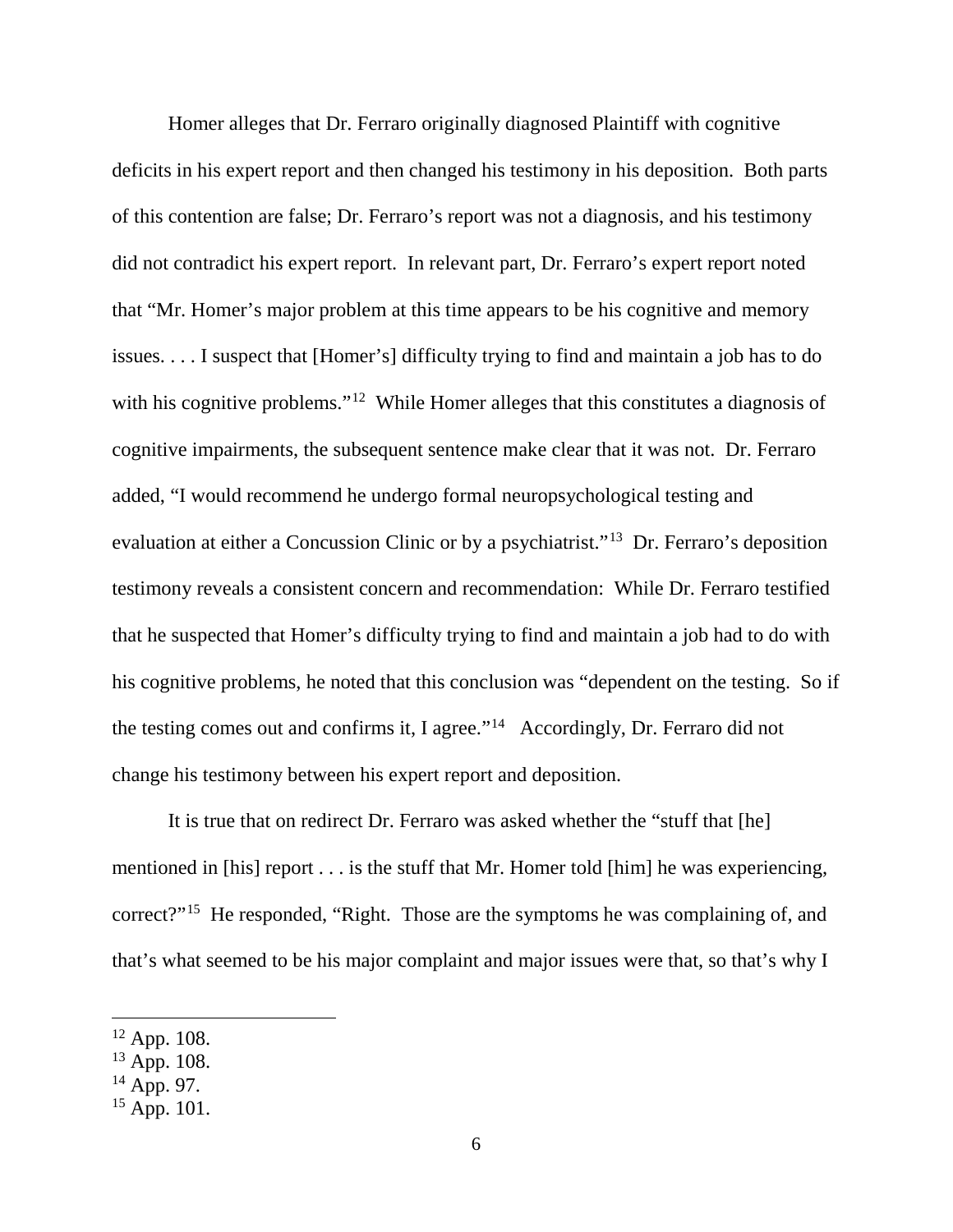Homer alleges that Dr. Ferraro originally diagnosed Plaintiff with cognitive deficits in his expert report and then changed his testimony in his deposition. Both parts of this contention are false; Dr. Ferraro's report was not a diagnosis, and his testimony did not contradict his expert report. In relevant part, Dr. Ferraro's expert report noted that "Mr. Homer's major problem at this time appears to be his cognitive and memory issues. . . . I suspect that [Homer's] difficulty trying to find and maintain a job has to do with his cognitive problems."[12] While Homer alleges that this constitutes a diagnosis of cognitive impairments, the subsequent sentence make clear that it was not. Dr. Ferraro added, "I would recommend he undergo formal neuropsychological testing and evaluation at either a Concussion Clinic or by a psychiatrist."[13] Dr. Ferraro's deposition testimony reveals a consistent concern and recommendation: While Dr. Ferraro testified that he suspected that Homer's difficulty trying to find and maintain a job had to do with his cognitive problems, he noted that this conclusion was "dependent on the testing. So if the testing comes out and confirms it, I agree."[14] Accordingly, Dr. Ferraro did not change his testimony between his expert report and deposition.

It is true that on redirect Dr. Ferraro was asked whether the "stuff that [he] mentioned in [his] report . . . is the stuff that Mr. Homer told [him] he was experiencing, correct?"[15] He responded, "Right. Those are the symptoms he was complaining of, and that's what seemed to be his major complaint and major issues were that, so that's why I

---

[12] App. 108.

[13] App. 108.

[14] App. 97.

[15] App. 101.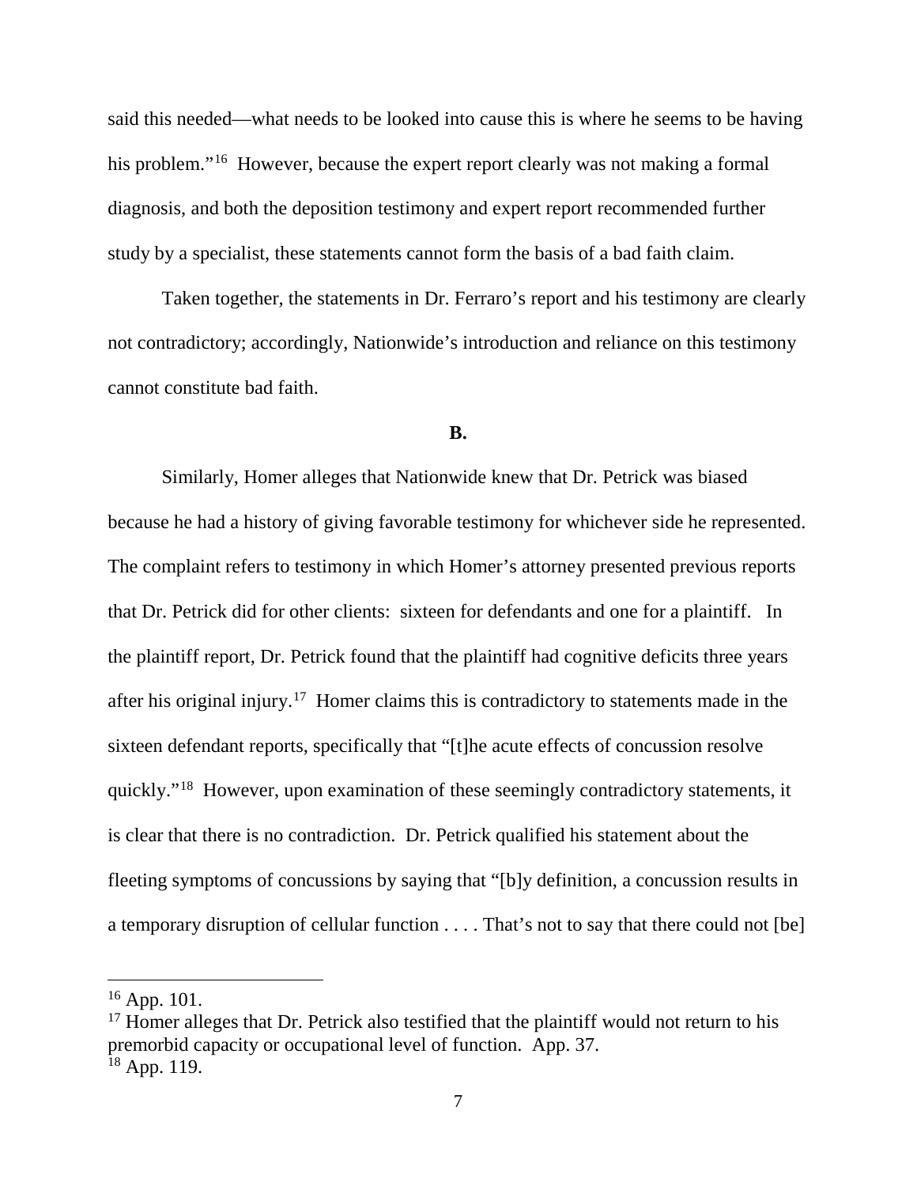said this needed—what needs to be looked into cause this is where he seems to be having his problem."[16] However, because the expert report clearly was not making a formal diagnosis, and both the deposition testimony and expert report recommended further study by a specialist, these statements cannot form the basis of a bad faith claim.

Taken together, the statements in Dr. Ferraro's report and his testimony are clearly not contradictory; accordingly, Nationwide's introduction and reliance on this testimony cannot constitute bad faith.

**B.**

Similarly, Homer alleges that Nationwide knew that Dr. Petrick was biased because he had a history of giving favorable testimony for whichever side he represented. The complaint refers to testimony in which Homer's attorney presented previous reports that Dr. Petrick did for other clients: sixteen for defendants and one for a plaintiff. In the plaintiff report, Dr. Petrick found that the plaintiff had cognitive deficits three years after his original injury.[17] Homer claims this is contradictory to statements made in the sixteen defendant reports, specifically that "[t]he acute effects of concussion resolve quickly."[18] However, upon examination of these seemingly contradictory statements, it is clear that there is no contradiction. Dr. Petrick qualified his statement about the fleeting symptoms of concussions by saying that "[b]y definition, a concussion results in a temporary disruption of cellular function . . . . That's not to say that there could not [be]

---

[16] App. 101.

[17] Homer alleges that Dr. Petrick also testified that the plaintiff would not return to his premorbid capacity or occupational level of function. App. 37.

[18] App. 119.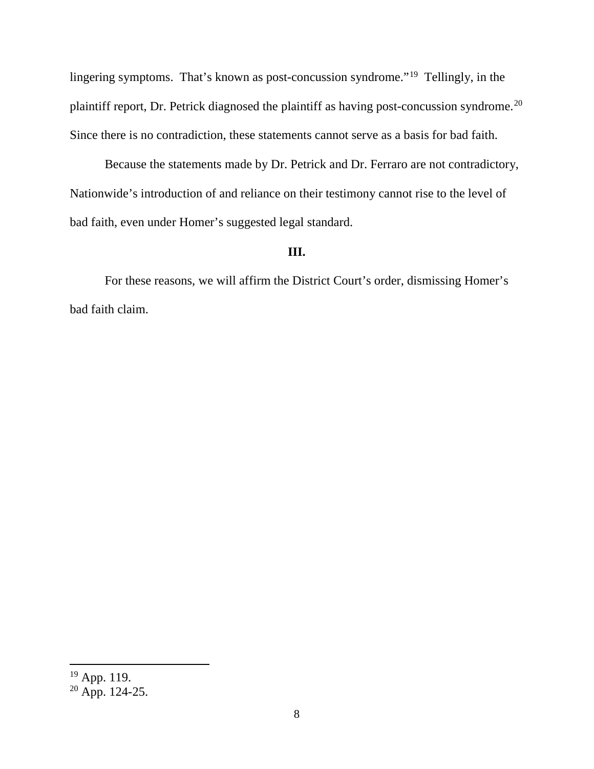lingering symptoms. That's known as post-concussion syndrome."[19] Tellingly, in the plaintiff report, Dr. Petrick diagnosed the plaintiff as having post-concussion syndrome.[20] Since there is no contradiction, these statements cannot serve as a basis for bad faith.

Because the statements made by Dr. Petrick and Dr. Ferraro are not contradictory, Nationwide's introduction of and reliance on their testimony cannot rise to the level of bad faith, even under Homer's suggested legal standard.

**III.**

For these reasons, we will affirm the District Court's order, dismissing Homer's bad faith claim.

---

[19] App. 119.

[20] App. 124-25.